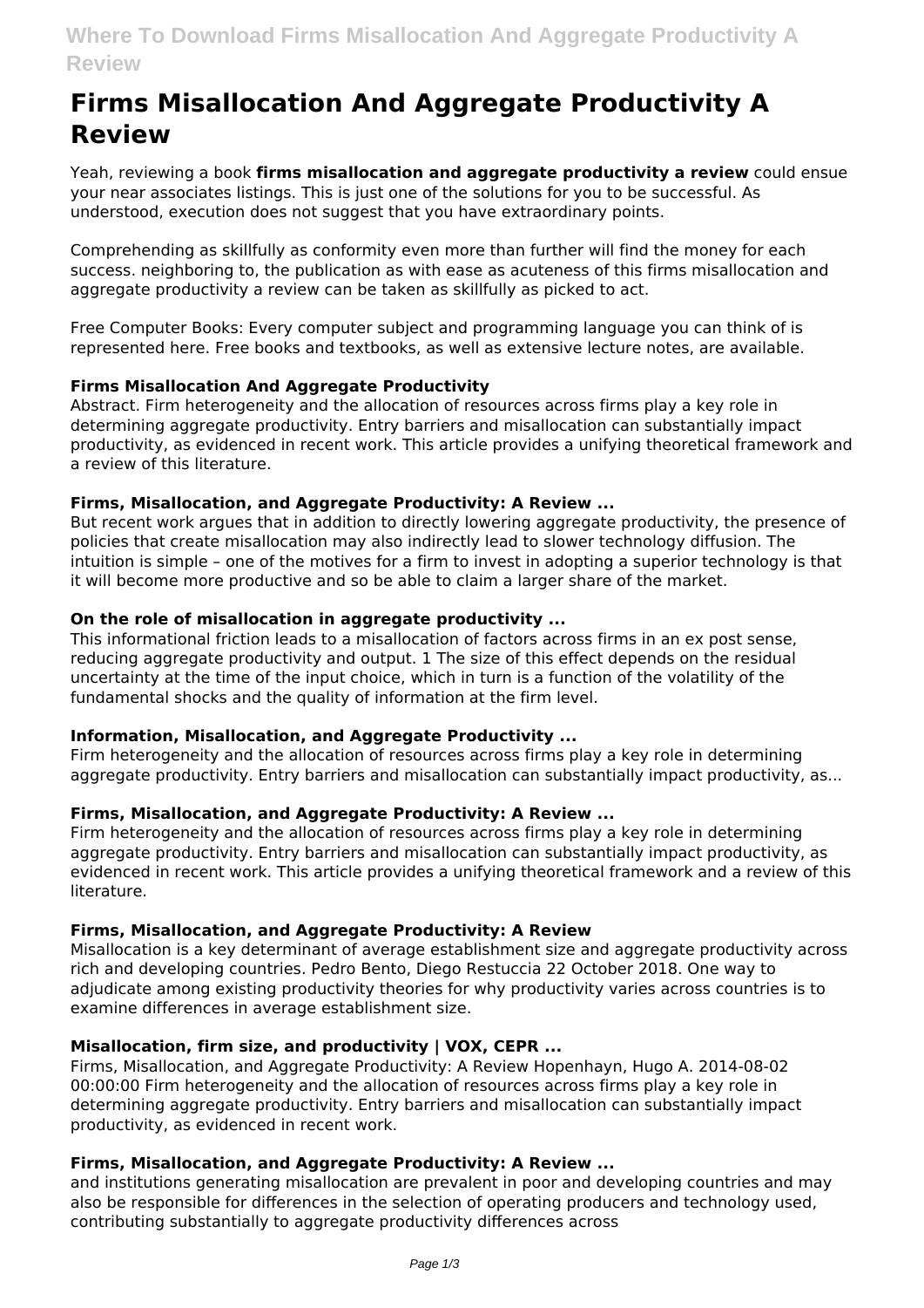# Firms Misallocation And Aggregate Productivity A Review

Yeah, reviewing a book **firms misallocation and aggregate productivity a review** could ensue your near associates listings. This is just one of the solutions for you to be successful. As understood, execution does not suggest that you have extraordinary points.

Comprehending as skillfully as conformity even more than further will find the money for each success. neighboring to, the publication as with ease as acuteness of this firms misallocation and aggregate productivity a review can be taken as skillfully as picked to act.

Free Computer Books: Every computer subject and programming language you can think of is represented here. Free books and textbooks, as well as extensive lecture notes, are available.

### Firms Misallocation And Aggregate Productivity

Abstract. Firm heterogeneity and the allocation of resources across firms play a key role in determining aggregate productivity. Entry barriers and misallocation can substantially impact productivity, as evidenced in recent work. This article provides a unifying theoretical framework and a review of this literature.

### Firms, Misallocation, and Aggregate Productivity: A Review ...

But recent work argues that in addition to directly lowering aggregate productivity, the presence of policies that create misallocation may also indirectly lead to slower technology diffusion. The intuition is simple – one of the motives for a firm to invest in adopting a superior technology is that it will become more productive and so be able to claim a larger share of the market.

### On the role of misallocation in aggregate productivity ...

This informational friction leads to a misallocation of factors across firms in an ex post sense, reducing aggregate productivity and output. 1 The size of this effect depends on the residual uncertainty at the time of the input choice, which in turn is a function of the volatility of the fundamental shocks and the quality of information at the firm level.

### Information, Misallocation, and Aggregate Productivity ...

Firm heterogeneity and the allocation of resources across firms play a key role in determining aggregate productivity. Entry barriers and misallocation can substantially impact productivity, as...

### Firms, Misallocation, and Aggregate Productivity: A Review ...

Firm heterogeneity and the allocation of resources across firms play a key role in determining aggregate productivity. Entry barriers and misallocation can substantially impact productivity, as evidenced in recent work. This article provides a unifying theoretical framework and a review of this literature.

### Firms, Misallocation, and Aggregate Productivity: A Review

Misallocation is a key determinant of average establishment size and aggregate productivity across rich and developing countries. Pedro Bento, Diego Restuccia 22 October 2018. One way to adjudicate among existing productivity theories for why productivity varies across countries is to examine differences in average establishment size.

### Misallocation, firm size, and productivity | VOX, CEPR ...

Firms, Misallocation, and Aggregate Productivity: A Review Hopenhayn, Hugo A. 2014-08-02 00:00:00 Firm heterogeneity and the allocation of resources across firms play a key role in determining aggregate productivity. Entry barriers and misallocation can substantially impact productivity, as evidenced in recent work.

### Firms, Misallocation, and Aggregate Productivity: A Review ...

and institutions generating misallocation are prevalent in poor and developing countries and may also be responsible for differences in the selection of operating producers and technology used, contributing substantially to aggregate productivity differences across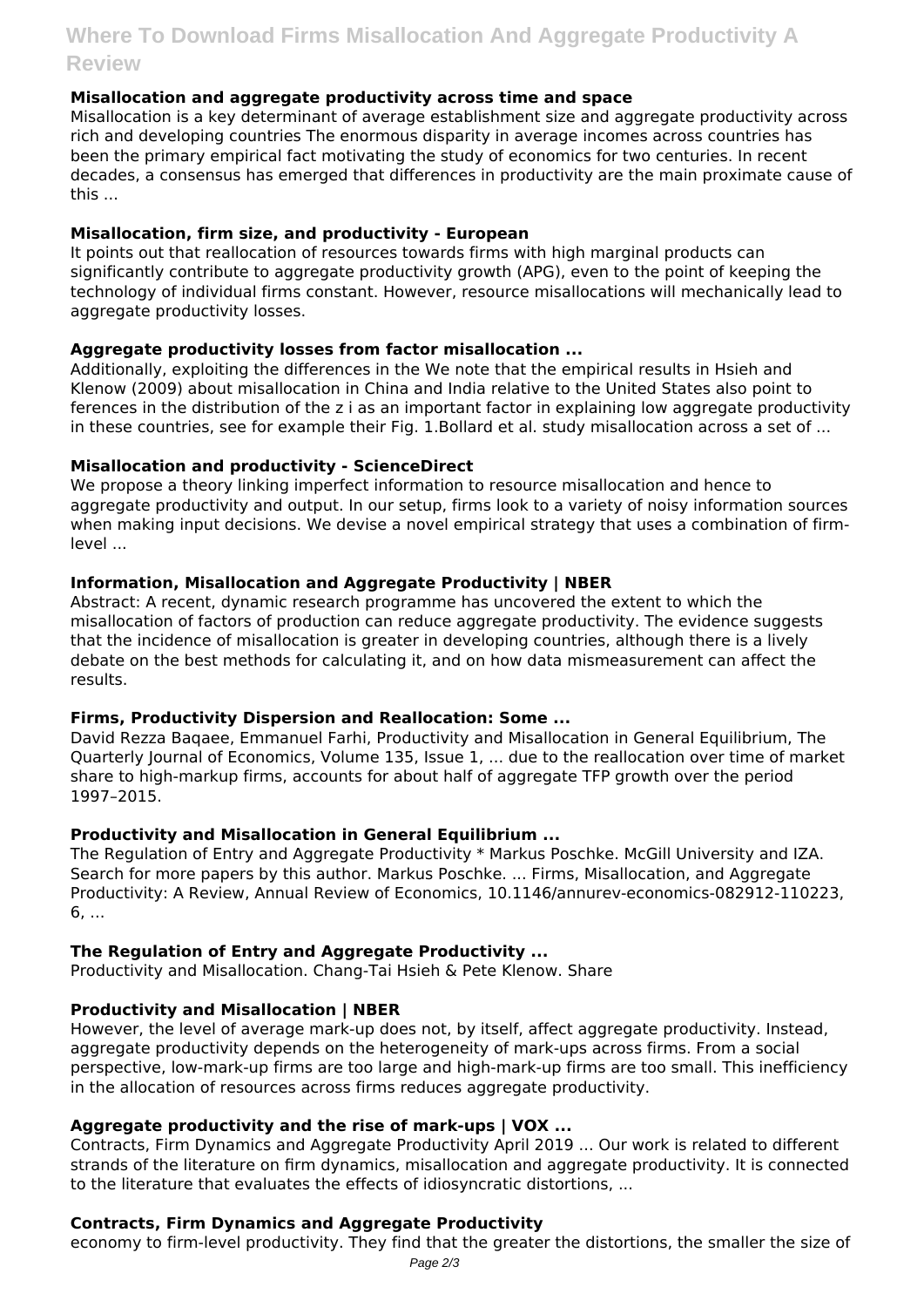### Misallocation and aggregate productivity across time and space

Misallocation is a key determinant of average establishment size and aggregate productivity across rich and developing countries The enormous disparity in average incomes across countries has been the primary empirical fact motivating the study of economics for two centuries. In recent decades, a consensus has emerged that differences in productivity are the main proximate cause of this ...

### Misallocation, firm size, and productivity - European

It points out that reallocation of resources towards firms with high marginal products can significantly contribute to aggregate productivity growth (APG), even to the point of keeping the technology of individual firms constant. However, resource misallocations will mechanically lead to aggregate productivity losses.

### Aggregate productivity losses from factor misallocation ...

Additionally, exploiting the differences in the We note that the empirical results in Hsieh and Klenow (2009) about misallocation in China and India relative to the United States also point to ferences in the distribution of the $z_i$ as an important factor in explaining low aggregate productivity in these countries, see for example their Fig. 1.Bollard et al. study misallocation across a set of ...

### Misallocation and productivity - ScienceDirect

We propose a theory linking imperfect information to resource misallocation and hence to aggregate productivity and output. In our setup, firms look to a variety of noisy information sources when making input decisions. We devise a novel empirical strategy that uses a combination of firm-level ...

### Information, Misallocation and Aggregate Productivity | NBER

Abstract: A recent, dynamic research programme has uncovered the extent to which the misallocation of factors of production can reduce aggregate productivity. The evidence suggests that the incidence of misallocation is greater in developing countries, although there is a lively debate on the best methods for calculating it, and on how data mismeasurement can affect the results.

### Firms, Productivity Dispersion and Reallocation: Some ...

David Rezza Baqaee, Emmanuel Farhi, Productivity and Misallocation in General Equilibrium, The Quarterly Journal of Economics, Volume 135, Issue 1, ... due to the reallocation over time of market share to high-markup firms, accounts for about half of aggregate TFP growth over the period 1997–2015.

### Productivity and Misallocation in General Equilibrium ...

The Regulation of Entry and Aggregate Productivity * Markus Poschke. McGill University and IZA. Search for more papers by this author. Markus Poschke. ... Firms, Misallocation, and Aggregate Productivity: A Review, Annual Review of Economics, 10.1146/annurev-economics-082912-110223, 6, ...

### The Regulation of Entry and Aggregate Productivity ...

Productivity and Misallocation. Chang-Tai Hsieh & Pete Klenow. Share

### Productivity and Misallocation | NBER

However, the level of average mark-up does not, by itself, affect aggregate productivity. Instead, aggregate productivity depends on the heterogeneity of mark-ups across firms. From a social perspective, low-mark-up firms are too large and high-mark-up firms are too small. This inefficiency in the allocation of resources across firms reduces aggregate productivity.

### Aggregate productivity and the rise of mark-ups | VOX ...

Contracts, Firm Dynamics and Aggregate Productivity April 2019 ... Our work is related to different strands of the literature on firm dynamics, misallocation and aggregate productivity. It is connected to the literature that evaluates the effects of idiosyncratic distortions, ...

### Contracts, Firm Dynamics and Aggregate Productivity

economy to firm-level productivity. They find that the greater the distortions, the smaller the size of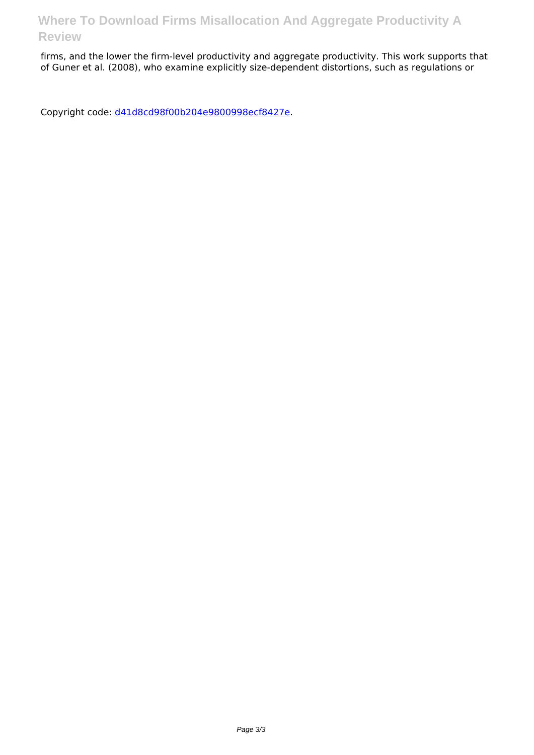firms, and the lower the firm-level productivity and aggregate productivity. This work supports that of Guner et al. (2008), who examine explicitly size-dependent distortions, such as regulations or

Copyright code: d41d8cd98f00b204e9800998ecf8427e.